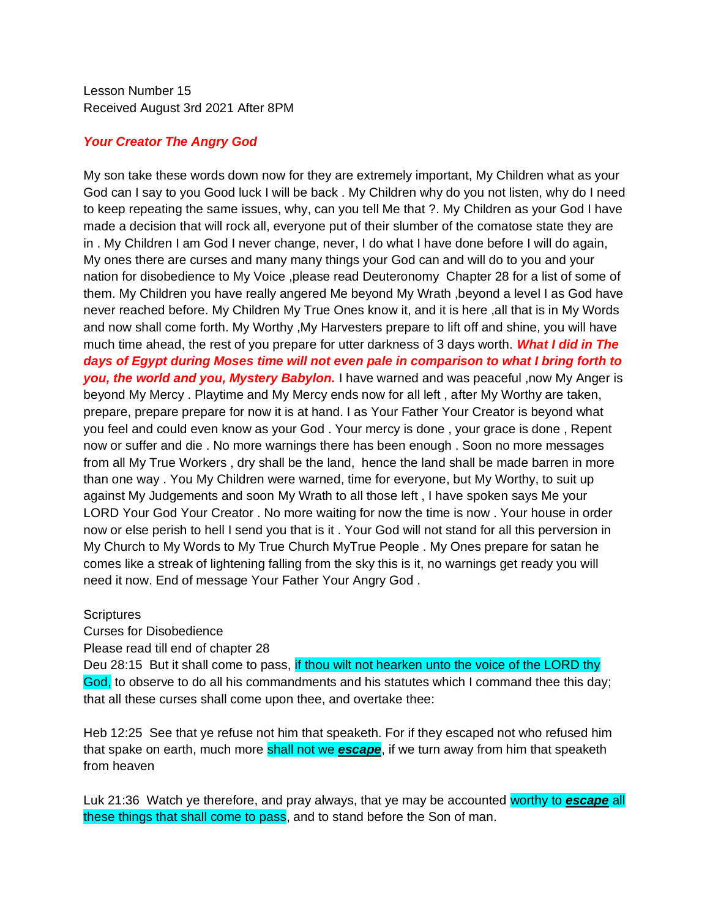Lesson Number 15
Received August 3rd 2021 After 8PM

***Your Creator The Angry God***

My son take these words down now for they are extremely important, My Children what as your God can I say to you Good luck I will be back . My Children why do you not listen, why do I need to keep repeating the same issues, why, can you tell Me that ?. My Children as your God I have made a decision that will rock all, everyone put of their slumber of the comatose state they are in . My Children I am God I never change, never, I do what I have done before I will do again, My ones there are curses and many many things your God can and will do to you and your nation for disobedience to My Voice ,please read Deuteronomy Chapter 28 for a list of some of them. My Children you have really angered Me beyond My Wrath ,beyond a level I as God have never reached before. My Children My True Ones know it, and it is here ,all that is in My Words and now shall come forth. My Worthy ,My Harvesters prepare to lift off and shine, you will have much time ahead, the rest of you prepare for utter darkness of 3 days worth. ***What I did in The days of Egypt during Moses time will not even pale in comparison to what I bring forth to you, the world and you, Mystery Babylon.*** I have warned and was peaceful ,now My Anger is beyond My Mercy . Playtime and My Mercy ends now for all left , after My Worthy are taken, prepare, prepare prepare for now it is at hand. I as Your Father Your Creator is beyond what you feel and could even know as your God . Your mercy is done , your grace is done , Repent now or suffer and die . No more warnings there has been enough . Soon no more messages from all My True Workers , dry shall be the land, hence the land shall be made barren in more than one way . You My Children were warned, time for everyone, but My Worthy, to suit up against My Judgements and soon My Wrath to all those left , I have spoken says Me your LORD Your God Your Creator . No more waiting for now the time is now . Your house in order now or else perish to hell I send you that is it . Your God will not stand for all this perversion in My Church to My Words to My True Church MyTrue People . My Ones prepare for satan he comes like a streak of lightening falling from the sky this is it, no warnings get ready you will need it now. End of message Your Father Your Angry God .

Scriptures
Curses for Disobedience
Please read till end of chapter 28
Deu 28:15 But it shall come to pass, if thou wilt not hearken unto the voice of the LORD thy God, to observe to do all his commandments and his statutes which I command thee this day; that all these curses shall come upon thee, and overtake thee:

Heb 12:25 See that ye refuse not him that speaketh. For if they escaped not who refused him that spake on earth, much more shall not we ***escape***, if we turn away from him that speaketh from heaven

Luk 21:36 Watch ye therefore, and pray always, that ye may be accounted worthy to ***escape*** all these things that shall come to pass, and to stand before the Son of man.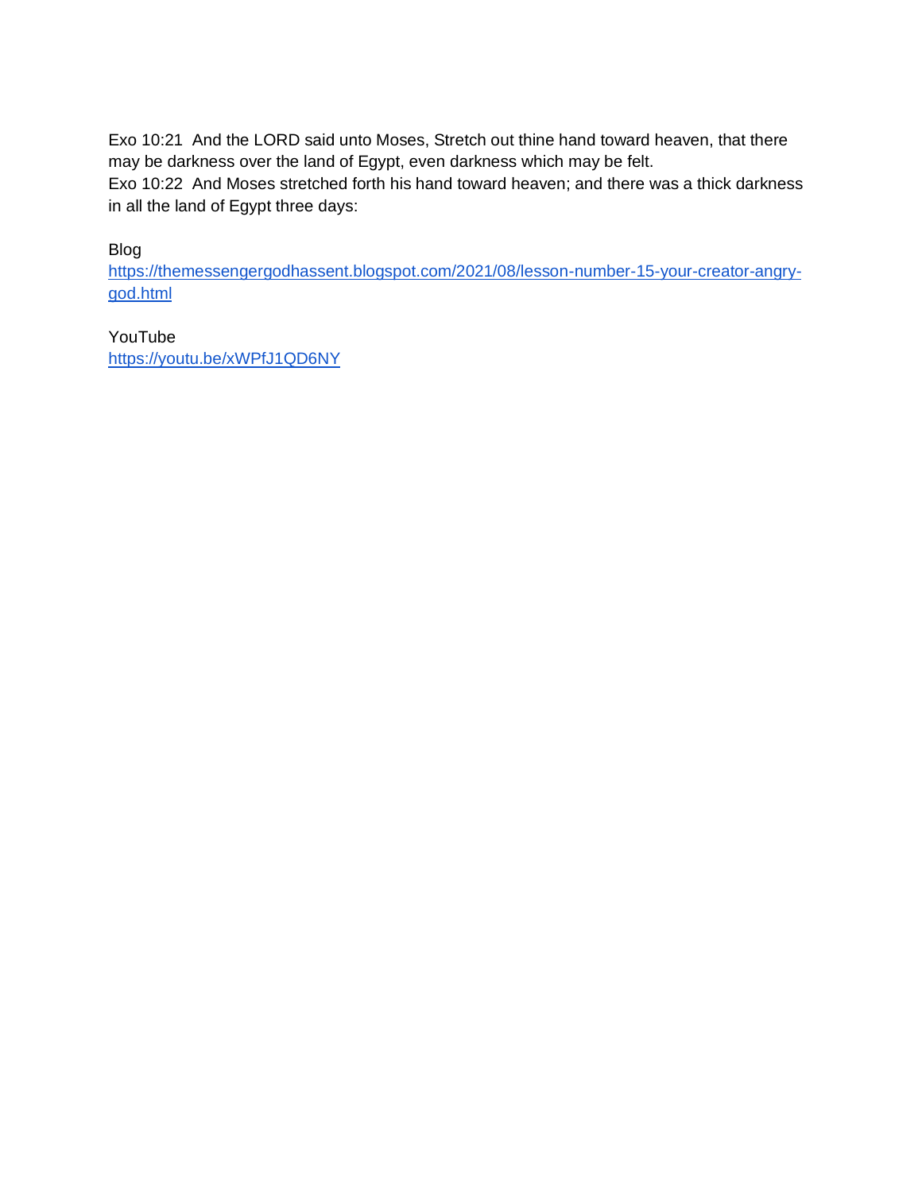Exo 10:21 And the LORD said unto Moses, Stretch out thine hand toward heaven, that there may be darkness over the land of Egypt, even darkness which may be felt.
Exo 10:22 And Moses stretched forth his hand toward heaven; and there was a thick darkness in all the land of Egypt three days:

Blog
https://themessengergodhassent.blogspot.com/2021/08/lesson-number-15-your-creator-angry-god.html

YouTube
https://youtu.be/xWPfJ1QD6NY